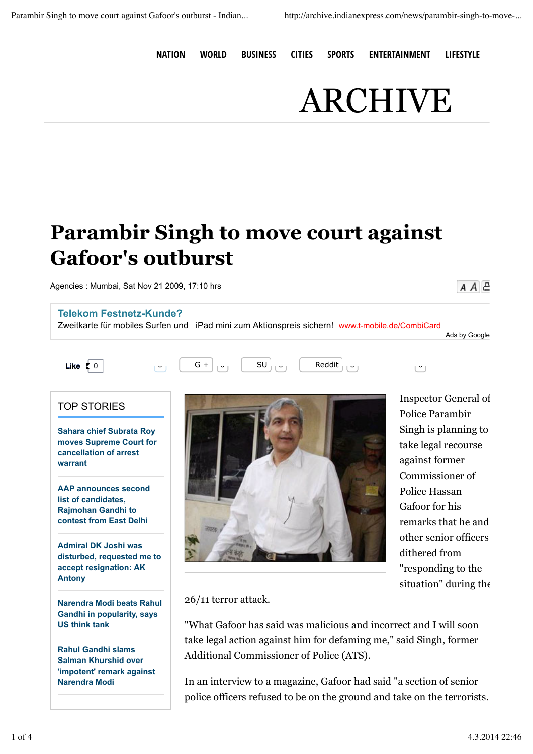NATION WORLD BUSINESS CITIES SPORTS ENTERTAINMENT LIFESTYLE

ARCHIVE

# Parambir Singh to move court against Gafoor's outburst

Agencies : Mumbai, Sat Nov 21 2009, 17:10 hrs

**Telekom Festnetz-Kunde?**
Zweitkarte für mobiles Surfen und iPad mini zum Aktionspreis sichern! www.t-mobile.de/CombiCard
Ads by Google

Like 0 G + SU Reddit

**TOP STORIES**

- Sahara chief Subrata Roy moves Supreme Court for cancellation of arrest warrant
- AAP announces second list of candidates, Rajmohan Gandhi to contest from East Delhi
- Admiral DK Joshi was disturbed, requested me to accept resignation: AK Antony
- Narendra Modi beats Rahul Gandhi in popularity, says US think tank
- Rahul Gandhi slams Salman Khurshid over 'impotent' remark against Narendra Modi

Inspector General of Police Parambir Singh is planning to take legal recourse against former Commissioner of Police Hassan Gafoor for his remarks that he and other senior officers dithered from "responding to the situation" during the 26/11 terror attack.

"What Gafoor has said was malicious and incorrect and I will soon take legal action against him for defaming me," said Singh, former Additional Commissioner of Police (ATS).

In an interview to a magazine, Gafoor had said "a section of senior police officers refused to be on the ground and take on the terrorists.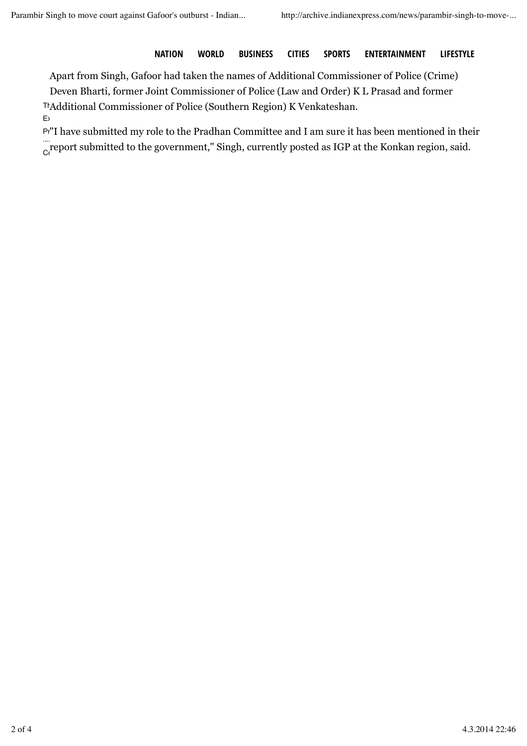Apart from Singh, Gafoor had taken the names of Additional Commissioner of Police (Crime) Deven Bharti, former Joint Commissioner of Police (Law and Order) K L Prasad and former Additional Commissioner of Police (Southern Region) K Venkateshan.

"I have submitted my role to the Pradhan Committee and I am sure it has been mentioned in their report submitted to the government," Singh, currently posted as IGP at the Konkan region, said.